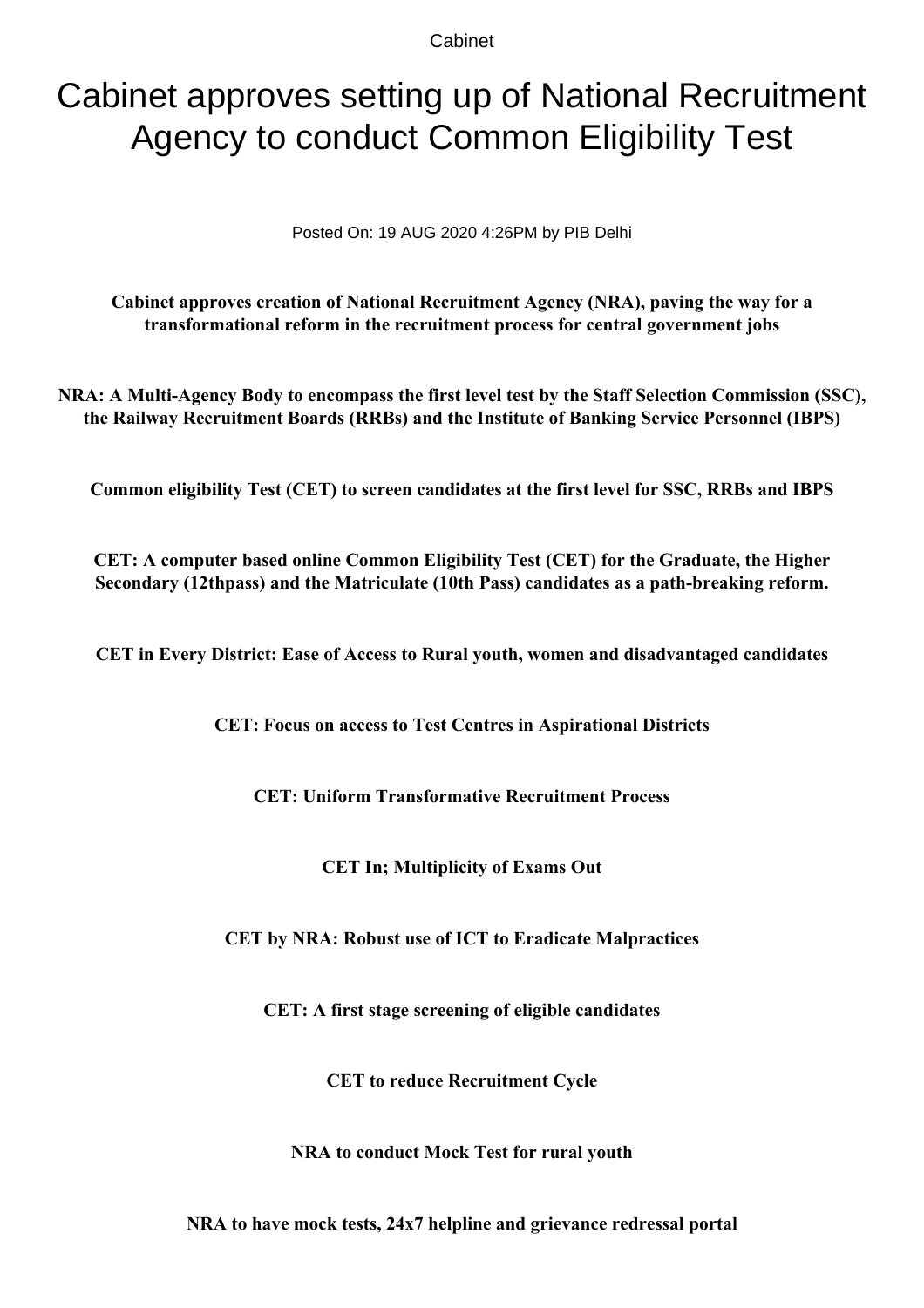Cabinet

# Cabinet approves setting up of National Recruitment Agency to conduct Common Eligibility Test

Posted On: 19 AUG 2020 4:26PM by PIB Delhi

**Cabinet approves creation of National Recruitment Agency (NRA), paving the way for a transformational reform in the recruitment process for central government jobs**

**NRA: A Multi-Agency Body to encompass the first level test by the Staff Selection Commission (SSC), the Railway Recruitment Boards (RRBs) and the Institute of Banking Service Personnel (IBPS)**

**Common eligibility Test (CET) to screen candidates at the first level for SSC, RRBs and IBPS**

**CET: A computer based online Common Eligibility Test (CET) for the Graduate, the Higher Secondary (12thpass) and the Matriculate (10th Pass) candidates as a path-breaking reform.**

**CET in Every District: Ease of Access to Rural youth, women and disadvantaged candidates**

**CET: Focus on access to Test Centres in Aspirational Districts**

**CET: Uniform Transformative Recruitment Process**

**CET In; Multiplicity of Exams Out**

**CET by NRA: Robust use of ICT to Eradicate Malpractices**

**CET: A first stage screening of eligible candidates**

**CET to reduce Recruitment Cycle**

**NRA to conduct Mock Test for rural youth**

**NRA to have mock tests, 24x7 helpline and grievance redressal portal**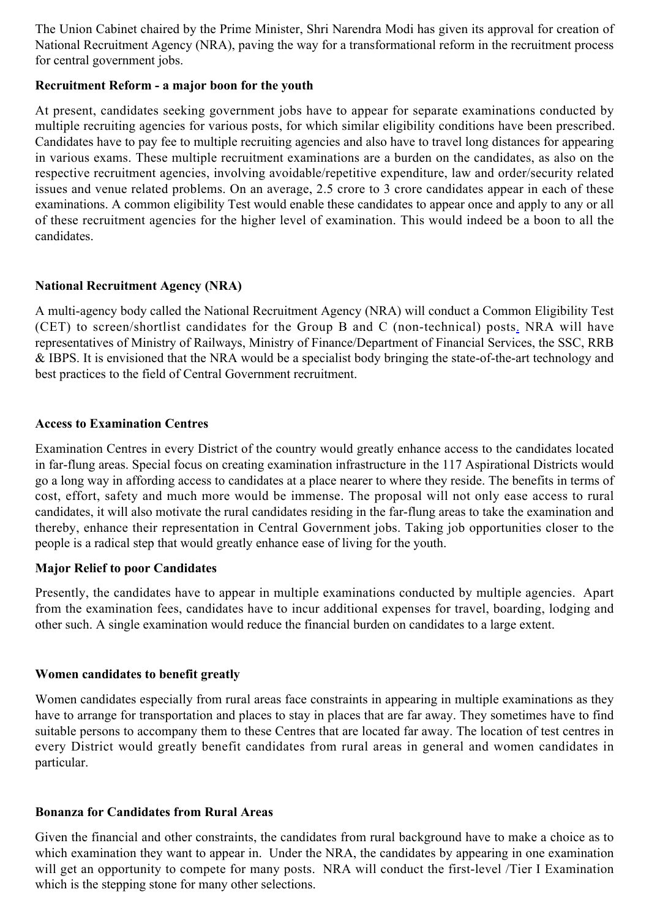The Union Cabinet chaired by the Prime Minister, Shri Narendra Modi has given its approval for creation of National Recruitment Agency (NRA), paving the way for a transformational reform in the recruitment process for central government jobs.

**Recruitment Reform - a major boon for the youth**

At present, candidates seeking government jobs have to appear for separate examinations conducted by multiple recruiting agencies for various posts, for which similar eligibility conditions have been prescribed. Candidates have to pay fee to multiple recruiting agencies and also have to travel long distances for appearing in various exams. These multiple recruitment examinations are a burden on the candidates, as also on the respective recruitment agencies, involving avoidable/repetitive expenditure, law and order/security related issues and venue related problems. On an average, 2.5 crore to 3 crore candidates appear in each of these examinations. A common eligibility Test would enable these candidates to appear once and apply to any or all of these recruitment agencies for the higher level of examination. This would indeed be a boon to all the candidates.

**National Recruitment Agency (NRA)**

A multi-agency body called the National Recruitment Agency (NRA) will conduct a Common Eligibility Test (CET) to screen/shortlist candidates for the Group B and C (non-technical) posts. NRA will have representatives of Ministry of Railways, Ministry of Finance/Department of Financial Services, the SSC, RRB & IBPS. It is envisioned that the NRA would be a specialist body bringing the state-of-the-art technology and best practices to the field of Central Government recruitment.

**Access to Examination Centres**

Examination Centres in every District of the country would greatly enhance access to the candidates located in far-flung areas. Special focus on creating examination infrastructure in the 117 Aspirational Districts would go a long way in affording access to candidates at a place nearer to where they reside. The benefits in terms of cost, effort, safety and much more would be immense. The proposal will not only ease access to rural candidates, it will also motivate the rural candidates residing in the far-flung areas to take the examination and thereby, enhance their representation in Central Government jobs. Taking job opportunities closer to the people is a radical step that would greatly enhance ease of living for the youth.

**Major Relief to poor Candidates**

Presently, the candidates have to appear in multiple examinations conducted by multiple agencies. Apart from the examination fees, candidates have to incur additional expenses for travel, boarding, lodging and other such. A single examination would reduce the financial burden on candidates to a large extent.

**Women candidates to benefit greatly**

Women candidates especially from rural areas face constraints in appearing in multiple examinations as they have to arrange for transportation and places to stay in places that are far away. They sometimes have to find suitable persons to accompany them to these Centres that are located far away. The location of test centres in every District would greatly benefit candidates from rural areas in general and women candidates in particular.

**Bonanza for Candidates from Rural Areas**

Given the financial and other constraints, the candidates from rural background have to make a choice as to which examination they want to appear in. Under the NRA, the candidates by appearing in one examination will get an opportunity to compete for many posts. NRA will conduct the first-level /Tier I Examination which is the stepping stone for many other selections.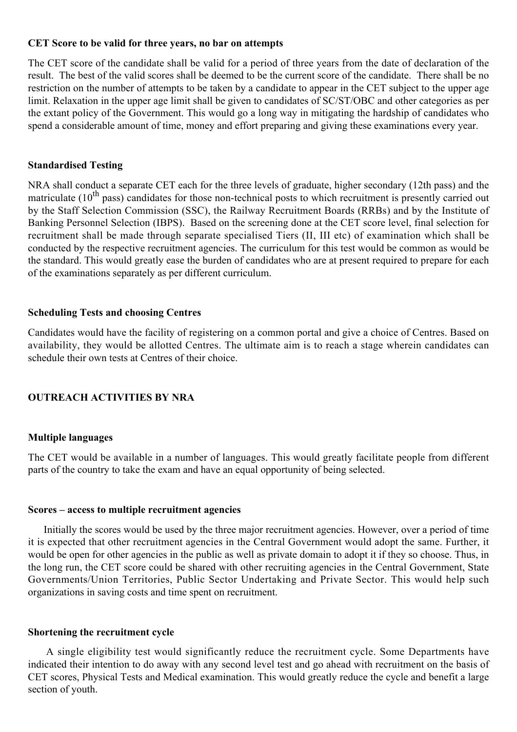**CET Score to be valid for three years, no bar on attempts**

The CET score of the candidate shall be valid for a period of three years from the date of declaration of the result. The best of the valid scores shall be deemed to be the current score of the candidate. There shall be no restriction on the number of attempts to be taken by a candidate to appear in the CET subject to the upper age limit. Relaxation in the upper age limit shall be given to candidates of SC/ST/OBC and other categories as per the extant policy of the Government. This would go a long way in mitigating the hardship of candidates who spend a considerable amount of time, money and effort preparing and giving these examinations every year.

**Standardised Testing**

NRA shall conduct a separate CET each for the three levels of graduate, higher secondary (12th pass) and the matriculate ($10^{th}$ pass) candidates for those non-technical posts to which recruitment is presently carried out by the Staff Selection Commission (SSC), the Railway Recruitment Boards (RRBs) and by the Institute of Banking Personnel Selection (IBPS). Based on the screening done at the CET score level, final selection for recruitment shall be made through separate specialised Tiers (II, III etc) of examination which shall be conducted by the respective recruitment agencies. The curriculum for this test would be common as would be the standard. This would greatly ease the burden of candidates who are at present required to prepare for each of the examinations separately as per different curriculum.

**Scheduling Tests and choosing Centres**

Candidates would have the facility of registering on a common portal and give a choice of Centres. Based on availability, they would be allotted Centres. The ultimate aim is to reach a stage wherein candidates can schedule their own tests at Centres of their choice.

**OUTREACH ACTIVITIES BY NRA**

**Multiple languages**

The CET would be available in a number of languages. This would greatly facilitate people from different parts of the country to take the exam and have an equal opportunity of being selected.

**Scores – access to multiple recruitment agencies**

Initially the scores would be used by the three major recruitment agencies. However, over a period of time it is expected that other recruitment agencies in the Central Government would adopt the same. Further, it would be open for other agencies in the public as well as private domain to adopt it if they so choose. Thus, in the long run, the CET score could be shared with other recruiting agencies in the Central Government, State Governments/Union Territories, Public Sector Undertaking and Private Sector. This would help such organizations in saving costs and time spent on recruitment.

**Shortening the recruitment cycle**

A single eligibility test would significantly reduce the recruitment cycle. Some Departments have indicated their intention to do away with any second level test and go ahead with recruitment on the basis of CET scores, Physical Tests and Medical examination. This would greatly reduce the cycle and benefit a large section of youth.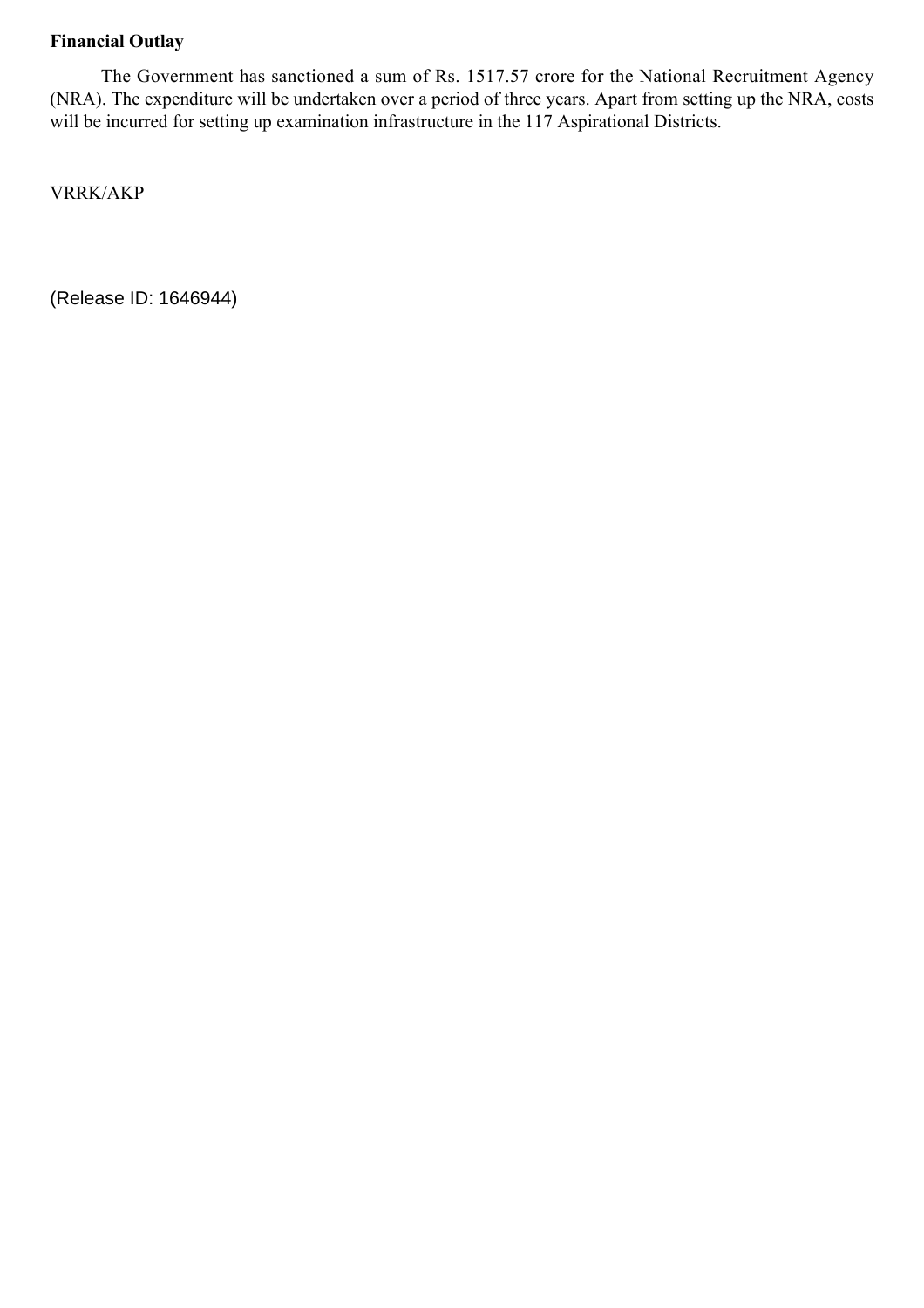**Financial Outlay**

The Government has sanctioned a sum of Rs. 1517.57 crore for the National Recruitment Agency (NRA). The expenditure will be undertaken over a period of three years. Apart from setting up the NRA, costs will be incurred for setting up examination infrastructure in the 117 Aspirational Districts.

VRRK/AKP

(Release ID: 1646944)